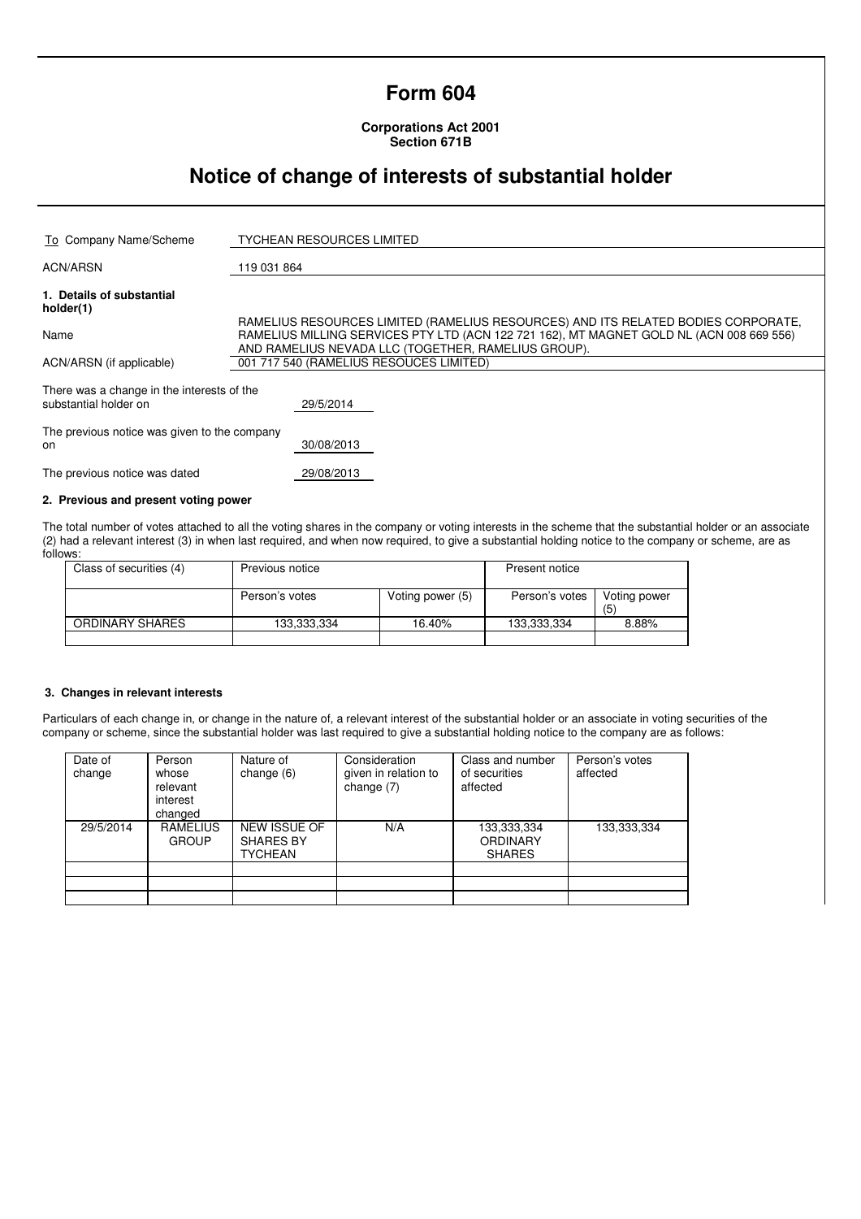# Form 604

**Corporations Act 2001**
**Section 671B**

## Notice of change of interests of substantial holder

| | |
|---|---|
| To Company Name/Scheme | TYCHEAN RESOURCES LIMITED |
| ACN/ARSN | 119 031 864 |

**1. Details of substantial holder(1)**

| | |
|---|---|
| Name | RAMELIUS RESOURCES LIMITED (RAMELIUS RESOURCES) AND ITS RELATED BODIES CORPORATE, RAMELIUS MILLING SERVICES PTY LTD (ACN 122 721 162), MT MAGNET GOLD NL (ACN 008 669 556) AND RAMELIUS NEVADA LLC (TOGETHER, RAMELIUS GROUP). |
| ACN/ARSN (if applicable) | 001 717 540 (RAMELIUS RESOUCES LIMITED) |

| | |
|---|---|
| There was a change in the interests of the substantial holder on | 29/5/2014 |
| The previous notice was given to the company on | 30/08/2013 |
| The previous notice was dated | 29/08/2013 |

**2. Previous and present voting power**

The total number of votes attached to all the voting shares in the company or voting interests in the scheme that the substantial holder or an associate (2) had a relevant interest (3) in when last required, and when now required, to give a substantial holding notice to the company or scheme, are as follows:

| Class of securities (4) | Previous notice | | Present notice | |
|---|---|---|---|---|
| | Person's votes | Voting power (5) | Person's votes | Voting power (5) |
| ORDINARY SHARES | 133,333,334 | 16.40% | 133,333,334 | 8.88% |
| | | | | |

**3. Changes in relevant interests**

Particulars of each change in, or change in the nature of, a relevant interest of the substantial holder or an associate in voting securities of the company or scheme, since the substantial holder was last required to give a substantial holding notice to the company are as follows:

| Date of change | Person whose relevant interest changed | Nature of change (6) | Consideration given in relation to change (7) | Class and number of securities affected | Person's votes affected |
|---|---|---|---|---|---|
| 29/5/2014 | RAMELIUS GROUP | NEW ISSUE OF SHARES BY TYCHEAN | N/A | 133,333,334 ORDINARY SHARES | 133,333,334 |
| | | | | | |
| | | | | | |
| | | | | | |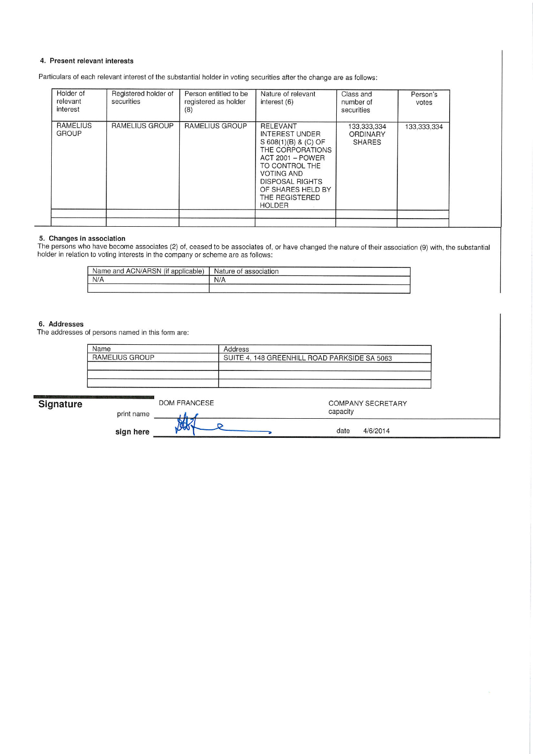#### 4. Present relevant interests

Particulars of each relevant interest of the substantial holder in voting securities after the change are as follows:

| Holder of relevant interest | Registered holder of securities | Person entitled to be registered as holder (8) | Nature of relevant interest (6) | Class and number of securities | Person's votes |
|---|---|---|---|---|---|
| RAMELIUS GROUP | RAMELIUS GROUP | RAMELIUS GROUP | RELEVANT INTEREST UNDER S 608(1)(B) & (C) OF THE CORPORATIONS ACT 2001 – POWER TO CONTROL THE VOTING AND DISPOSAL RIGHTS OF SHARES HELD BY THE REGISTERED HOLDER | 133,333,334 ORDINARY SHARES | 133,333,334 |
| | | | | | |
| | | | | | |

#### 5. Changes in association

The persons who have become associates (2) of, ceased to be associates of, or have changed the nature of their association (9) with, the substantial holder in relation to voting interests in the company or scheme are as follows:

| Name and ACN/ARSN (if applicable) | Nature of association |
|---|---|
| N/A | N/A |
| | |

#### 6. Addresses

The addresses of persons named in this form are:

| Name | Address |
|---|---|
| RAMELIUS GROUP | SUITE 4, 148 GREENHILL ROAD PARKSIDE SA 5063 |
| | |
| | |
| | |

## Signature

print name DOM FRANCESE capacity COMPANY SECRETARY

sign here [signature] date 4/6/2014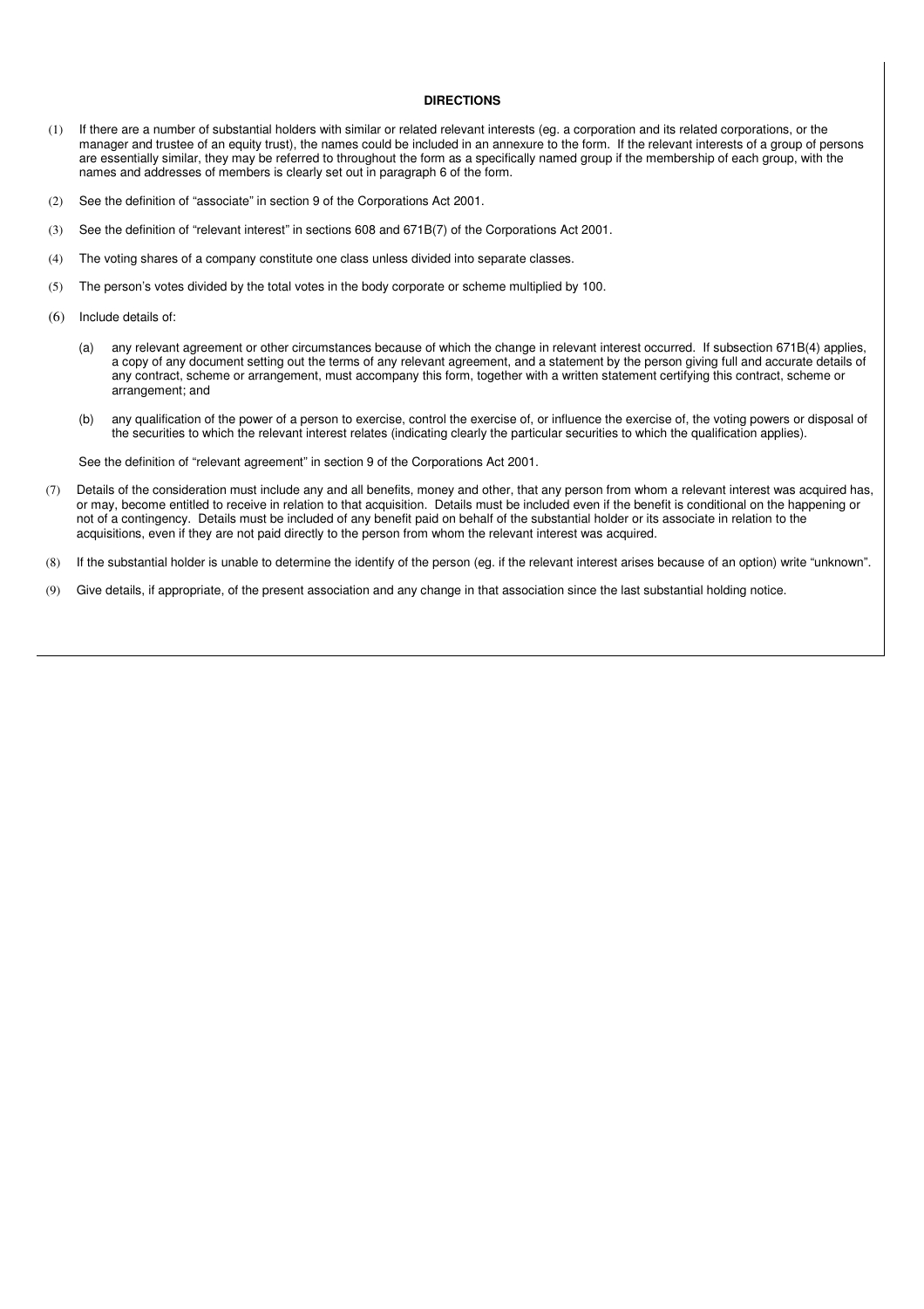## DIRECTIONS

(1) If there are a number of substantial holders with similar or related relevant interests (eg. a corporation and its related corporations, or the manager and trustee of an equity trust), the names could be included in an annexure to the form. If the relevant interests of a group of persons are essentially similar, they may be referred to throughout the form as a specifically named group if the membership of each group, with the names and addresses of members is clearly set out in paragraph 6 of the form.

(2) See the definition of "associate" in section 9 of the Corporations Act 2001.

(3) See the definition of "relevant interest" in sections 608 and 671B(7) of the Corporations Act 2001.

(4) The voting shares of a company constitute one class unless divided into separate classes.

(5) The person's votes divided by the total votes in the body corporate or scheme multiplied by 100.

(6) Include details of:

(a) any relevant agreement or other circumstances because of which the change in relevant interest occurred. If subsection 671B(4) applies, a copy of any document setting out the terms of any relevant agreement, and a statement by the person giving full and accurate details of any contract, scheme or arrangement, must accompany this form, together with a written statement certifying this contract, scheme or arrangement; and

(b) any qualification of the power of a person to exercise, control the exercise of, or influence the exercise of, the voting powers or disposal of the securities to which the relevant interest relates (indicating clearly the particular securities to which the qualification applies).

See the definition of "relevant agreement" in section 9 of the Corporations Act 2001.

(7) Details of the consideration must include any and all benefits, money and other, that any person from whom a relevant interest was acquired has, or may, become entitled to receive in relation to that acquisition. Details must be included even if the benefit is conditional on the happening or not of a contingency. Details must be included of any benefit paid on behalf of the substantial holder or its associate in relation to the acquisitions, even if they are not paid directly to the person from whom the relevant interest was acquired.

(8) If the substantial holder is unable to determine the identify of the person (eg. if the relevant interest arises because of an option) write "unknown".

(9) Give details, if appropriate, of the present association and any change in that association since the last substantial holding notice.